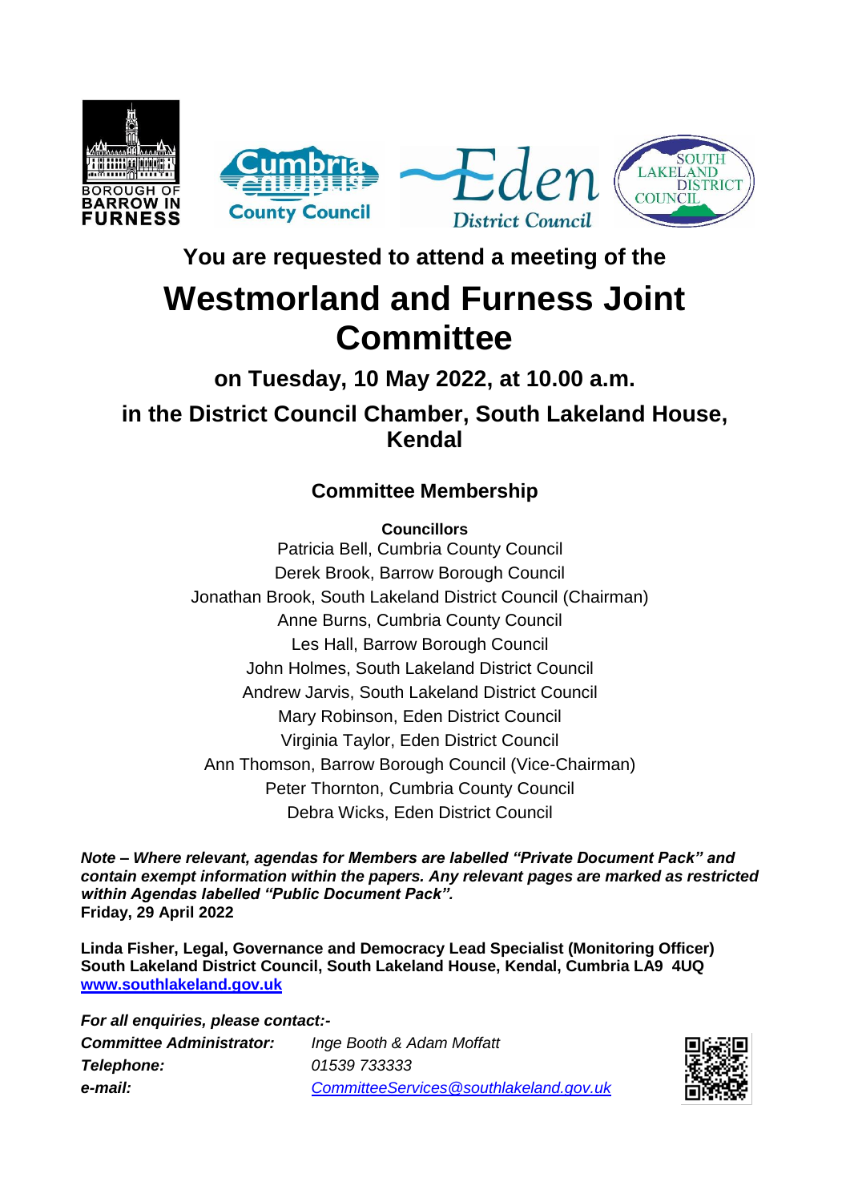BOROUGH OF BARROW IN FURNESS | Cumbria County Council | Eden District Council | South Lakeland District Council

**You are requested to attend a meeting of the**

# Westmorland and Furness Joint Committee

## on Tuesday, 10 May 2022, at 10.00 a.m.

## in the District Council Chamber, South Lakeland House, Kendal

### Committee Membership

**Councillors**

Patricia Bell, Cumbria County Council
Derek Brook, Barrow Borough Council
Jonathan Brook, South Lakeland District Council (Chairman)
Anne Burns, Cumbria County Council
Les Hall, Barrow Borough Council
John Holmes, South Lakeland District Council
Andrew Jarvis, South Lakeland District Council
Mary Robinson, Eden District Council
Virginia Taylor, Eden District Council
Ann Thomson, Barrow Borough Council (Vice-Chairman)
Peter Thornton, Cumbria County Council
Debra Wicks, Eden District Council

***Note – Where relevant, agendas for Members are labelled "Private Document Pack" and contain exempt information within the papers. Any relevant pages are marked as restricted within Agendas labelled "Public Document Pack".***
**Friday, 29 April 2022**

**Linda Fisher, Legal, Governance and Democracy Lead Specialist (Monitoring Officer)**
**South Lakeland District Council, South Lakeland House, Kendal, Cumbria LA9 4UQ**
**www.southlakeland.gov.uk**

***For all enquiries, please contact:-***

| | |
|---|---|
| ***Committee Administrator:*** | *Inge Booth & Adam Moffatt* |
| ***Telephone:*** | *01539 733333* |
| ***e-mail:*** | *CommitteeServices@southlakeland.gov.uk* |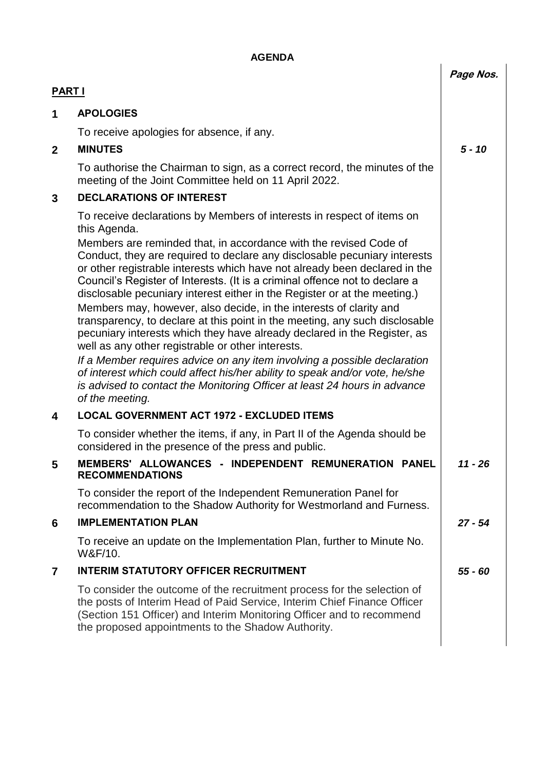# AGENDA

## PART I

| | | Page Nos. |
|---|---|---|
| **1** | **APOLOGIES** | |
| | To receive apologies for absence, if any. | |
| **2** | **MINUTES** | *5 - 10* |
| | To authorise the Chairman to sign, as a correct record, the minutes of the meeting of the Joint Committee held on 11 April 2022. | |
| **3** | **DECLARATIONS OF INTEREST** | |
| | To receive declarations by Members of interests in respect of items on this Agenda. | |
| | Members are reminded that, in accordance with the revised Code of Conduct, they are required to declare any disclosable pecuniary interests or other registrable interests which have not already been declared in the Council's Register of Interests. (It is a criminal offence not to declare a disclosable pecuniary interest either in the Register or at the meeting.) | |
| | Members may, however, also decide, in the interests of clarity and transparency, to declare at this point in the meeting, any such disclosable pecuniary interests which they have already declared in the Register, as well as any other registrable or other interests. | |
| | *If a Member requires advice on any item involving a possible declaration of interest which could affect his/her ability to speak and/or vote, he/she is advised to contact the Monitoring Officer at least 24 hours in advance of the meeting.* | |
| **4** | **LOCAL GOVERNMENT ACT 1972 - EXCLUDED ITEMS** | |
| | To consider whether the items, if any, in Part II of the Agenda should be considered in the presence of the press and public. | |
| **5** | **MEMBERS' ALLOWANCES - INDEPENDENT REMUNERATION PANEL RECOMMENDATIONS** | *11 - 26* |
| | To consider the report of the Independent Remuneration Panel for recommendation to the Shadow Authority for Westmorland and Furness. | |
| **6** | **IMPLEMENTATION PLAN** | *27 - 54* |
| | To receive an update on the Implementation Plan, further to Minute No. W&F/10. | |
| **7** | **INTERIM STATUTORY OFFICER RECRUITMENT** | *55 - 60* |
| | To consider the outcome of the recruitment process for the selection of the posts of Interim Head of Paid Service, Interim Chief Finance Officer (Section 151 Officer) and Interim Monitoring Officer and to recommend the proposed appointments to the Shadow Authority. | |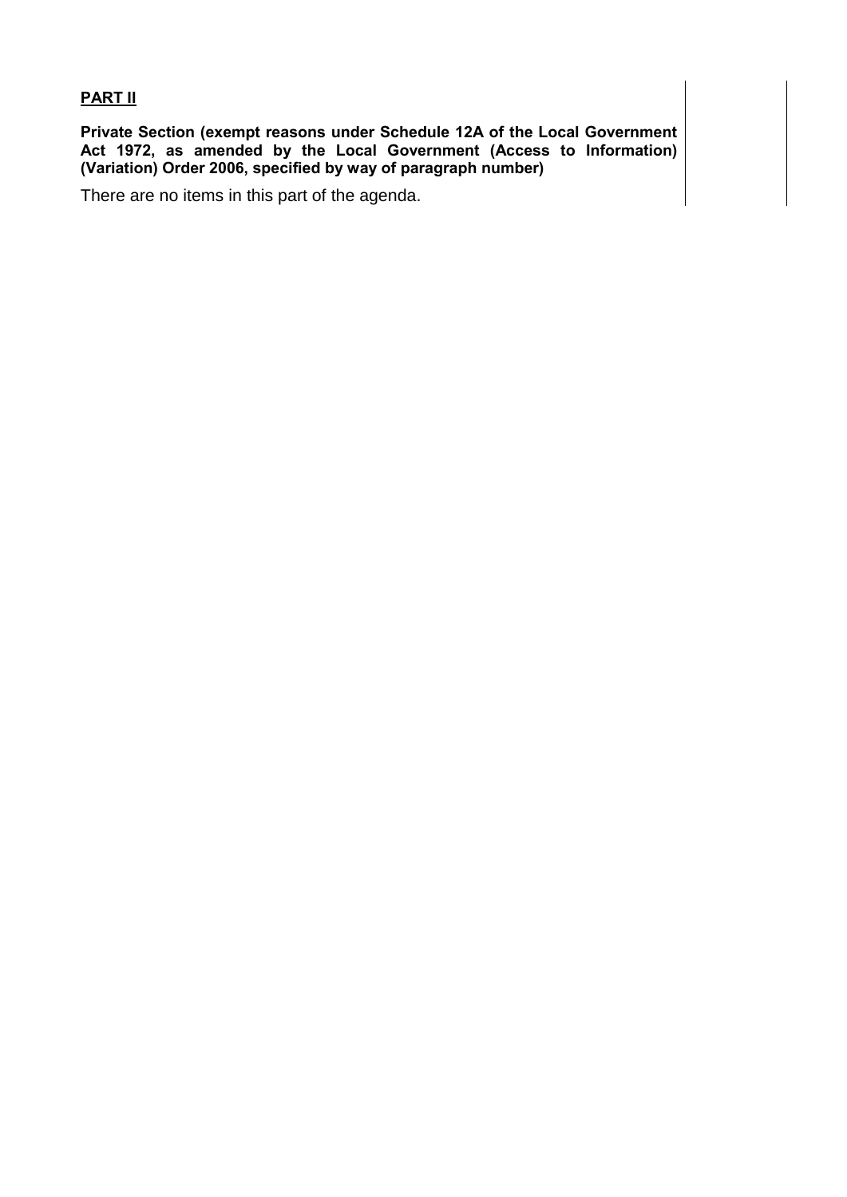**PART II**

**Private Section (exempt reasons under Schedule 12A of the Local Government Act 1972, as amended by the Local Government (Access to Information) (Variation) Order 2006, specified by way of paragraph number)**

There are no items in this part of the agenda.